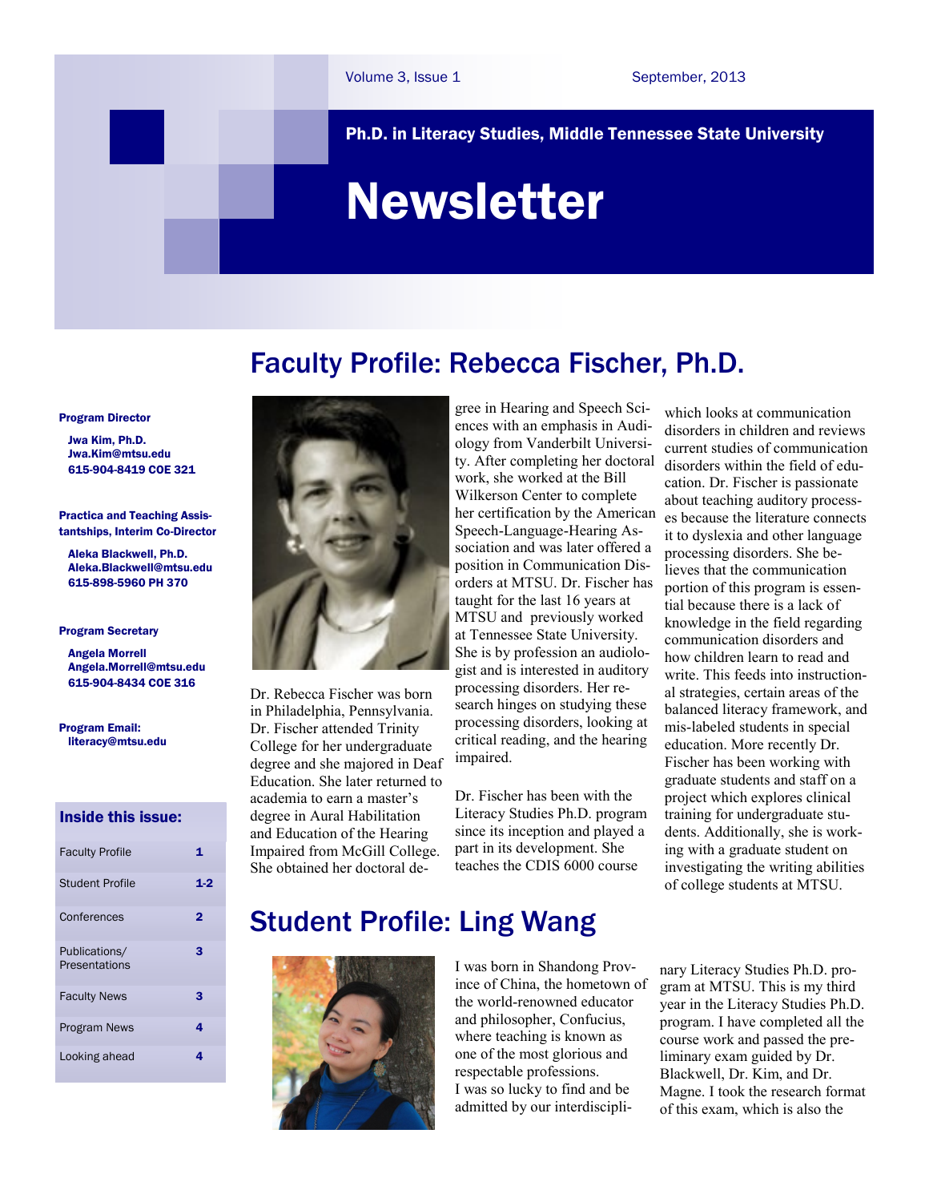Volume 3, Issue 1 September, 2013

**Ph.D. in Literacy Studies, Middle Tennessee State University**

# Newsletter

**Program Director**

**Jwa Kim, Ph.D.**
**Jwa.Kim@mtsu.edu**
**615-904-8419 COE 321**

**Practica and Teaching Assistantships, Interim Co-Director**

**Aleka Blackwell, Ph.D.**
**Aleka.Blackwell@mtsu.edu**
**615-898-5960 PH 370**

**Program Secretary**

**Angela Morrell**
**Angela.Morrell@mtsu.edu**
**615-904-8434 COE 316**

**Program Email:**
**literacy@mtsu.edu**

**Inside this issue:**

| | |
|---|---|
| Faculty Profile | 1 |
| Student Profile | 1-2 |
| Conferences | 2 |
| Publications/ Presentations | 3 |
| Faculty News | 3 |
| Program News | 4 |
| Looking ahead | 4 |

## Faculty Profile: Rebecca Fischer, Ph.D.

Dr. Rebecca Fischer was born in Philadelphia, Pennsylvania. Dr. Fischer attended Trinity College for her undergraduate degree and she majored in Deaf Education. She later returned to academia to earn a master's degree in Aural Habilitation and Education of the Hearing Impaired from McGill College. She obtained her doctoral degree in Hearing and Speech Sciences with an emphasis in Audiology from Vanderbilt University. After completing her doctoral work, she worked at the Bill Wilkerson Center to complete her certification by the American Speech-Language-Hearing Association and was later offered a position in Communication Disorders at MTSU. Dr. Fischer has taught for the last 16 years at MTSU and previously worked at Tennessee State University. She is by profession an audiologist and is interested in auditory processing disorders. Her research hinges on studying these processing disorders, looking at critical reading, and the hearing impaired.

Dr. Fischer has been with the Literacy Studies Ph.D. program since its inception and played a part in its development. She teaches the CDIS 6000 course which looks at communication disorders in children and reviews current studies of communication disorders within the field of education. Dr. Fischer is passionate about teaching auditory processes because the literature connects it to dyslexia and other language processing disorders. She believes that the communication portion of this program is essential because there is a lack of knowledge in the field regarding communication disorders and how children learn to read and write. This feeds into instructional strategies, certain areas of the balanced literacy framework, and mis-labeled students in special education. More recently Dr. Fischer has been working with graduate students and staff on a project which explores clinical training for undergraduate students. Additionally, she is working with a graduate student on investigating the writing abilities of college students at MTSU.

## Student Profile: Ling Wang

I was born in Shandong Province of China, the hometown of the world-renowned educator and philosopher, Confucius, where teaching is known as one of the most glorious and respectable professions.
I was so lucky to find and be admitted by our interdisciplinary Literacy Studies Ph.D. program at MTSU. This is my third year in the Literacy Studies Ph.D. program. I have completed all the course work and passed the preliminary exam guided by Dr. Blackwell, Dr. Kim, and Dr. Magne. I took the research format of this exam, which is also the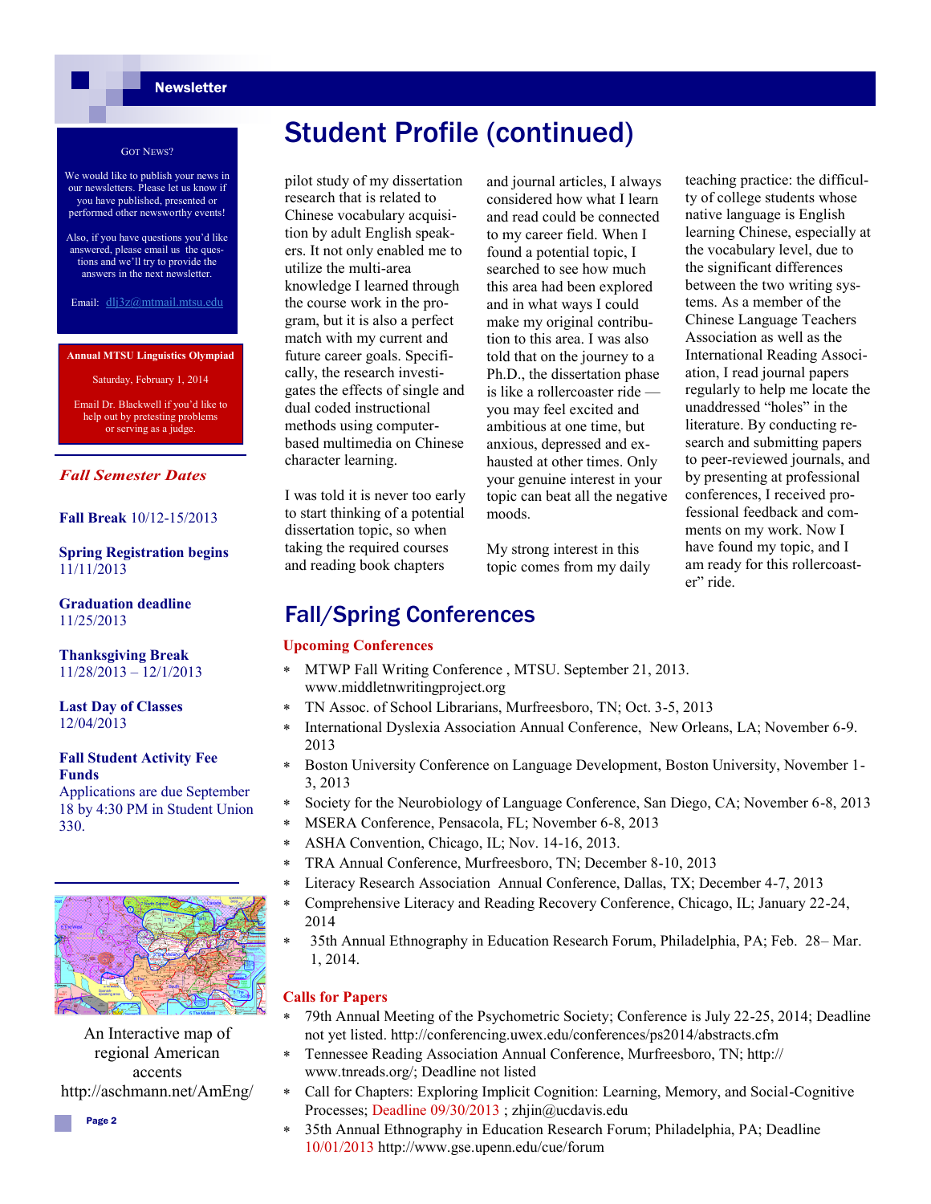# Student Profile (continued)

pilot study of my dissertation research that is related to Chinese vocabulary acquisition by adult English speakers. It not only enabled me to utilize the multi-area knowledge I learned through the course work in the program, but it is also a perfect match with my current and future career goals. Specifically, the research investigates the effects of single and dual coded instructional methods using computer-based multimedia on Chinese character learning.

I was told it is never too early to start thinking of a potential dissertation topic, so when taking the required courses and reading book chapters and journal articles, I always considered how what I learn and read could be connected to my career field. When I found a potential topic, I searched to see how much this area had been explored and in what ways I could make my original contribution to this area. I was also told that on the journey to a Ph.D., the dissertation phase is like a rollercoaster ride — you may feel excited and ambitious at one time, but anxious, depressed and exhausted at other times. Only your genuine interest in your topic can beat all the negative moods.

My strong interest in this topic comes from my daily teaching practice: the difficulty of college students whose native language is English learning Chinese, especially at the vocabulary level, due to the significant differences between the two writing systems. As a member of the Chinese Language Teachers Association as well as the International Reading Association, I read journal papers regularly to help me locate the unaddressed "holes" in the literature. By conducting research and submitting papers to peer-reviewed journals, and by presenting at professional conferences, I received professional feedback and comments on my work. Now I have found my topic, and I am ready for this rollercoaster" ride.

## Fall/Spring Conferences

### Upcoming Conferences

- MTWP Fall Writing Conference , MTSU. September 21, 2013. www.middletnwritingproject.org
- TN Assoc. of School Librarians, Murfreesboro, TN; Oct. 3-5, 2013
- International Dyslexia Association Annual Conference, New Orleans, LA; November 6-9. 2013
- Boston University Conference on Language Development, Boston University, November 1-3, 2013
- Society for the Neurobiology of Language Conference, San Diego, CA; November 6-8, 2013
- MSERA Conference, Pensacola, FL; November 6-8, 2013
- ASHA Convention, Chicago, IL; Nov. 14-16, 2013.
- TRA Annual Conference, Murfreesboro, TN; December 8-10, 2013
- Literacy Research Association Annual Conference, Dallas, TX; December 4-7, 2013
- Comprehensive Literacy and Reading Recovery Conference, Chicago, IL; January 22-24, 2014
- 35th Annual Ethnography in Education Research Forum, Philadelphia, PA; Feb. 28– Mar. 1, 2014.

### Calls for Papers

- 79th Annual Meeting of the Psychometric Society; Conference is July 22-25, 2014; Deadline not yet listed. http://conferencing.uwex.edu/conferences/ps2014/abstracts.cfm
- Tennessee Reading Association Annual Conference, Murfreesboro, TN; http://www.tnreads.org/; Deadline not listed
- Call for Chapters: Exploring Implicit Cognition: Learning, Memory, and Social-Cognitive Processes; Deadline 09/30/2013 ; zhjin@ucdavis.edu
- 35th Annual Ethnography in Education Research Forum; Philadelphia, PA; Deadline 10/01/2013 http://www.gse.upenn.edu/cue/forum

---

**Got News?**

We would like to publish your news in our newsletters. Please let us know if you have published, presented or performed other newsworthy events!

Also, if you have questions you'd like answered, please email us the questions and we'll try to provide the answers in the next newsletter.

Email: dlj3z@mtmail.mtsu.edu

**Annual MTSU Linguistics Olympiad**

Saturday, February 1, 2014

Email Dr. Blackwell if you'd like to help out by pretesting problems or serving as a judge.

### *Fall Semester Dates*

**Fall Break** 10/12-15/2013

**Spring Registration begins** 11/11/2013

**Graduation deadline** 11/25/2013

**Thanksgiving Break** 11/28/2013 – 12/1/2013

**Last Day of Classes** 12/04/2013

**Fall Student Activity Fee Funds** Applications are due September 18 by 4:30 PM in Student Union 330.

An Interactive map of regional American accents http://aschmann.net/AmEng/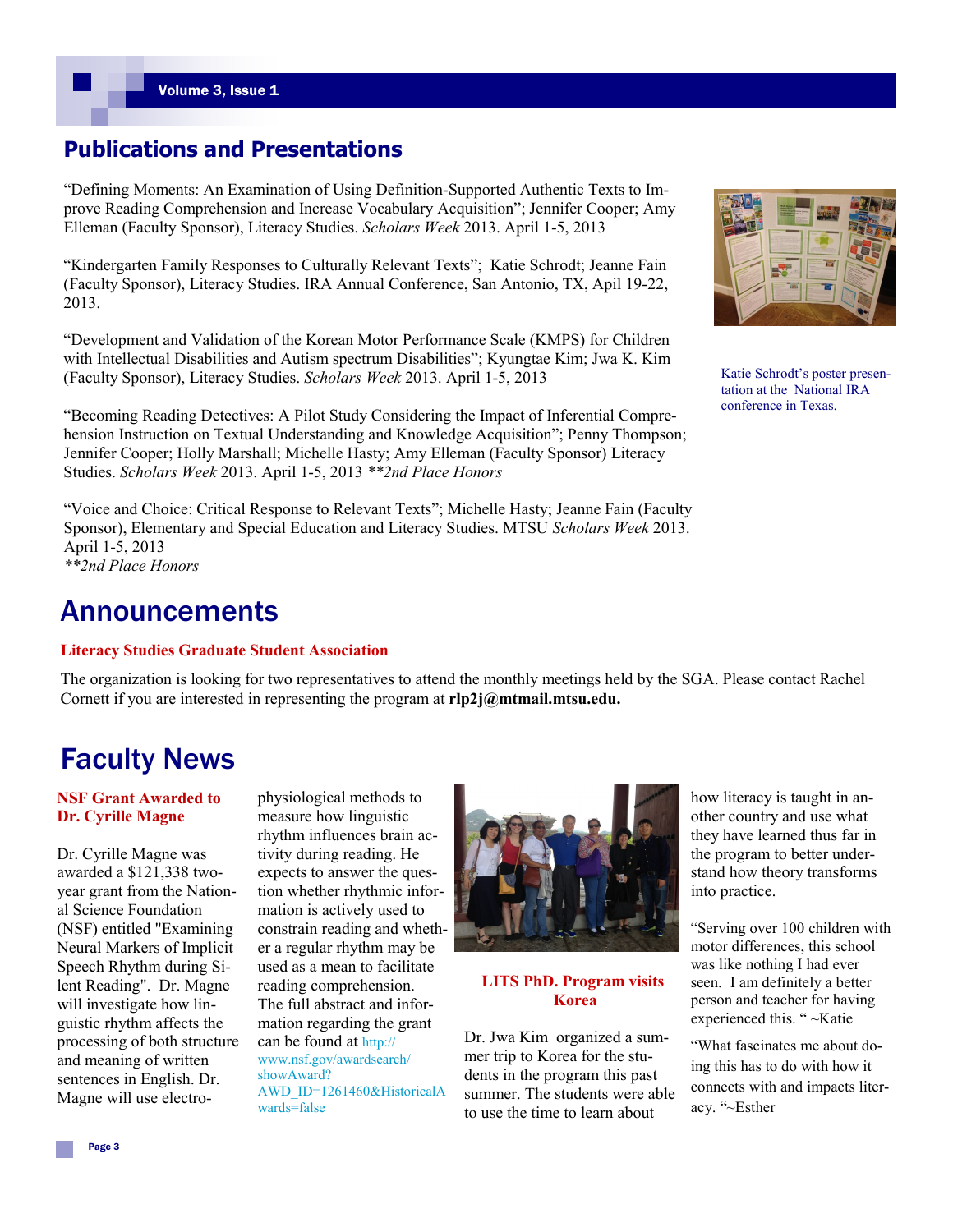## Publications and Presentations

"Defining Moments: An Examination of Using Definition-Supported Authentic Texts to Improve Reading Comprehension and Increase Vocabulary Acquisition"; Jennifer Cooper; Amy Elleman (Faculty Sponsor), Literacy Studies. *Scholars Week* 2013. April 1-5, 2013

"Kindergarten Family Responses to Culturally Relevant Texts"; Katie Schrodt; Jeanne Fain (Faculty Sponsor), Literacy Studies. IRA Annual Conference, San Antonio, TX, Apil 19-22, 2013.

"Development and Validation of the Korean Motor Performance Scale (KMPS) for Children with Intellectual Disabilities and Autism spectrum Disabilities"; Kyungtae Kim; Jwa K. Kim (Faculty Sponsor), Literacy Studies. *Scholars Week* 2013. April 1-5, 2013

"Becoming Reading Detectives: A Pilot Study Considering the Impact of Inferential Comprehension Instruction on Textual Understanding and Knowledge Acquisition"; Penny Thompson; Jennifer Cooper; Holly Marshall; Michelle Hasty; Amy Elleman (Faculty Sponsor) Literacy Studies. *Scholars Week* 2013. April 1-5, 2013 *\*\*2nd Place Honors*

"Voice and Choice: Critical Response to Relevant Texts"; Michelle Hasty; Jeanne Fain (Faculty Sponsor), Elementary and Special Education and Literacy Studies. MTSU *Scholars Week* 2013. April 1-5, 2013
*\*\*2nd Place Honors*

Katie Schrodt's poster presentation at the National IRA conference in Texas.

# Announcements

**Literacy Studies Graduate Student Association**

The organization is looking for two representatives to attend the monthly meetings held by the SGA. Please contact Rachel Cornett if you are interested in representing the program at **rlp2j@mtmail.mtsu.edu.**

# Faculty News

**NSF Grant Awarded to Dr. Cyrille Magne**

Dr. Cyrille Magne was awarded a $121,338 two-year grant from the National Science Foundation (NSF) entitled "Examining Neural Markers of Implicit Speech Rhythm during Silent Reading". Dr. Magne will investigate how linguistic rhythm affects the processing of both structure and meaning of written sentences in English. Dr. Magne will use electro-physiological methods to measure how linguistic rhythm influences brain activity during reading. He expects to answer the question whether rhythmic information is actively used to constrain reading and whether a regular rhythm may be used as a mean to facilitate reading comprehension. The full abstract and information regarding the grant can be found at http://www.nsf.gov/awardsearch/showAward?AWD_ID=1261460&HistoricalAwards=false

**LITS PhD. Program visits Korea**

Dr. Jwa Kim organized a summer trip to Korea for the students in the program this past summer. The students were able to use the time to learn about how literacy is taught in another country and use what they have learned thus far in the program to better understand how theory transforms into practice.

"Serving over 100 children with motor differences, this school was like nothing I had ever seen. I am definitely a better person and teacher for having experienced this. " ~Katie

"What fascinates me about doing this has to do with how it connects with and impacts literacy. "~Esther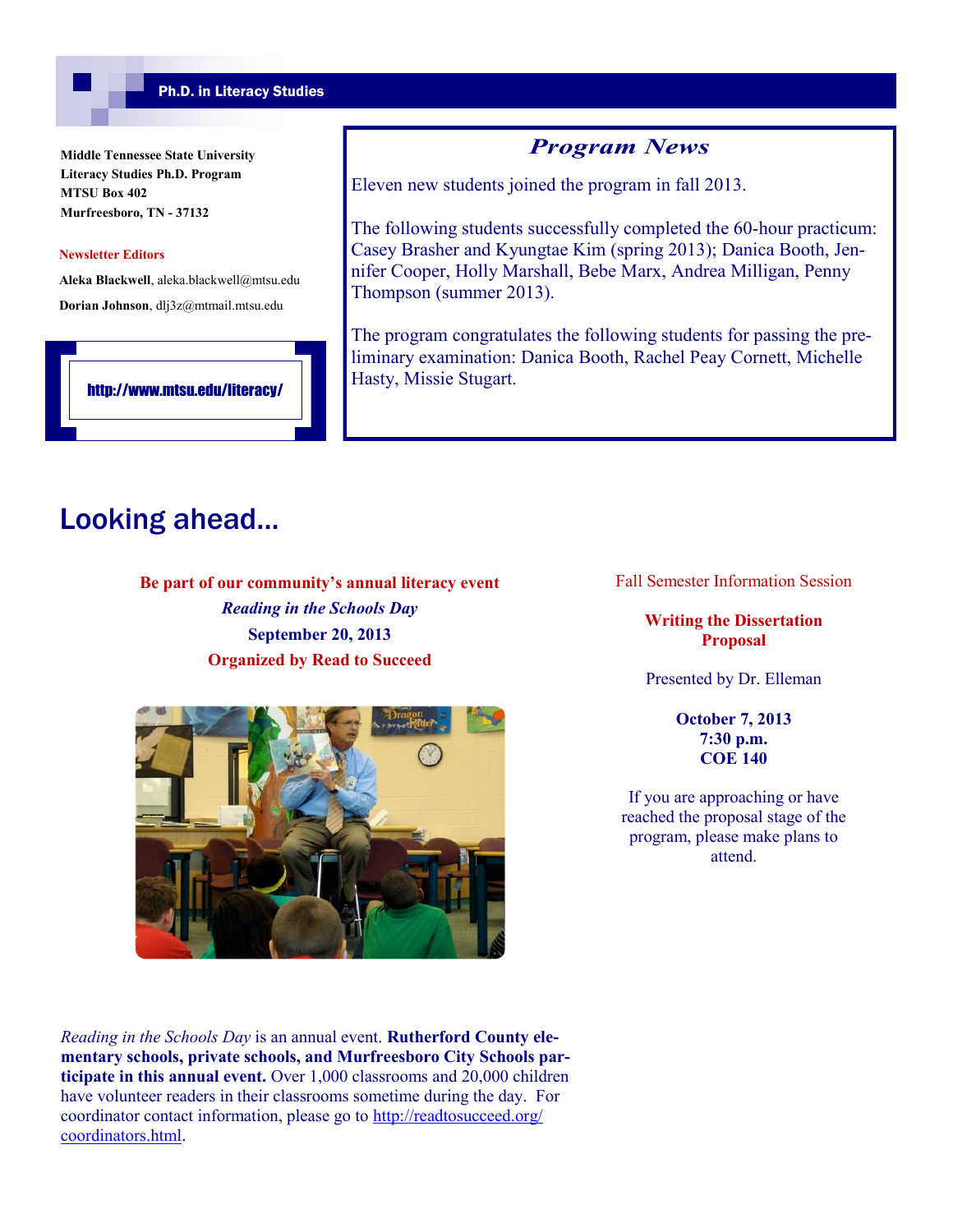Ph.D. in Literacy Studies

**Middle Tennessee State University**
**Literacy Studies Ph.D. Program**
**MTSU Box 402**
**Murfreesboro, TN - 37132**

**Newsletter Editors**

**Aleka Blackwell**, aleka.blackwell@mtsu.edu

**Dorian Johnson**, dlj3z@mtmail.mtsu.edu

**http://www.mtsu.edu/literacy/**

## *Program News*

Eleven new students joined the program in fall 2013.

The following students successfully completed the 60-hour practicum: Casey Brasher and Kyungtae Kim (spring 2013); Danica Booth, Jennifer Cooper, Holly Marshall, Bebe Marx, Andrea Milligan, Penny Thompson (summer 2013).

The program congratulates the following students for passing the preliminary examination: Danica Booth, Rachel Peay Cornett, Michelle Hasty, Missie Stugart.

# Looking ahead…

**Be part of our community's annual literacy event**
***Reading in the Schools Day***
**September 20, 2013**
**Organized by Read to Succeed**

*Reading in the Schools Day* is an annual event. **Rutherford County elementary schools, private schools, and Murfreesboro City Schools participate in this annual event.** Over 1,000 classrooms and 20,000 children have volunteer readers in their classrooms sometime during the day. For coordinator contact information, please go to http://readtosucceed.org/coordinators.html.

Fall Semester Information Session

**Writing the Dissertation Proposal**

Presented by Dr. Elleman

**October 7, 2013**
**7:30 p.m.**
**COE 140**

If you are approaching or have reached the proposal stage of the program, please make plans to attend.